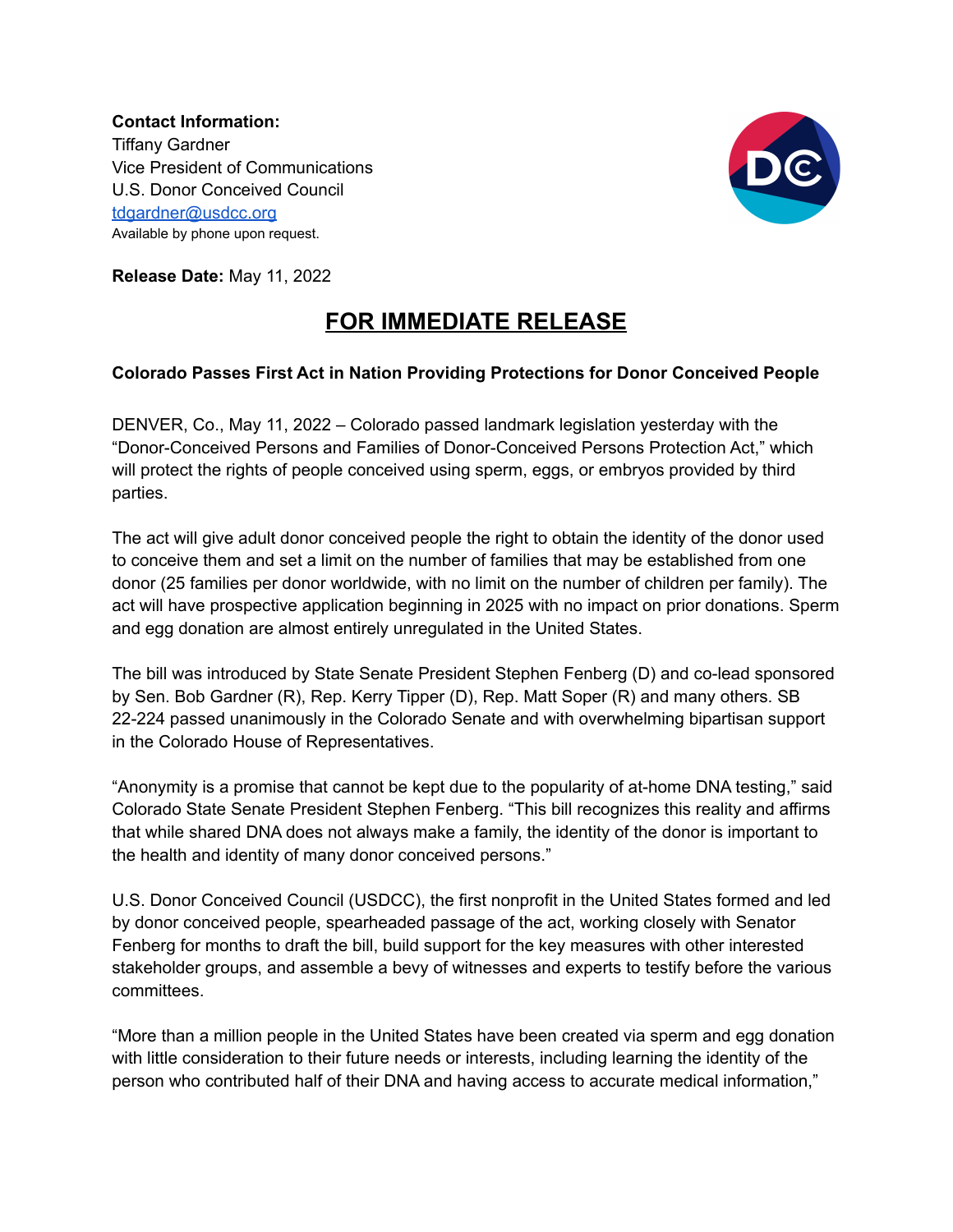**Contact Information:**
Tiffany Gardner
Vice President of Communications
U.S. Donor Conceived Council
tdgardner@usdcc.org
Available by phone upon request.

**Release Date:** May 11, 2022

# FOR IMMEDIATE RELEASE

**Colorado Passes First Act in Nation Providing Protections for Donor Conceived People**

DENVER, Co., May 11, 2022 – Colorado passed landmark legislation yesterday with the "Donor-Conceived Persons and Families of Donor-Conceived Persons Protection Act," which will protect the rights of people conceived using sperm, eggs, or embryos provided by third parties.

The act will give adult donor conceived people the right to obtain the identity of the donor used to conceive them and set a limit on the number of families that may be established from one donor (25 families per donor worldwide, with no limit on the number of children per family). The act will have prospective application beginning in 2025 with no impact on prior donations. Sperm and egg donation are almost entirely unregulated in the United States.

The bill was introduced by State Senate President Stephen Fenberg (D) and co-lead sponsored by Sen. Bob Gardner (R), Rep. Kerry Tipper (D), Rep. Matt Soper (R) and many others. SB 22-224 passed unanimously in the Colorado Senate and with overwhelming bipartisan support in the Colorado House of Representatives.

"Anonymity is a promise that cannot be kept due to the popularity of at-home DNA testing," said Colorado State Senate President Stephen Fenberg. "This bill recognizes this reality and affirms that while shared DNA does not always make a family, the identity of the donor is important to the health and identity of many donor conceived persons."

U.S. Donor Conceived Council (USDCC), the first nonprofit in the United States formed and led by donor conceived people, spearheaded passage of the act, working closely with Senator Fenberg for months to draft the bill, build support for the key measures with other interested stakeholder groups, and assemble a bevy of witnesses and experts to testify before the various committees.

"More than a million people in the United States have been created via sperm and egg donation with little consideration to their future needs or interests, including learning the identity of the person who contributed half of their DNA and having access to accurate medical information,"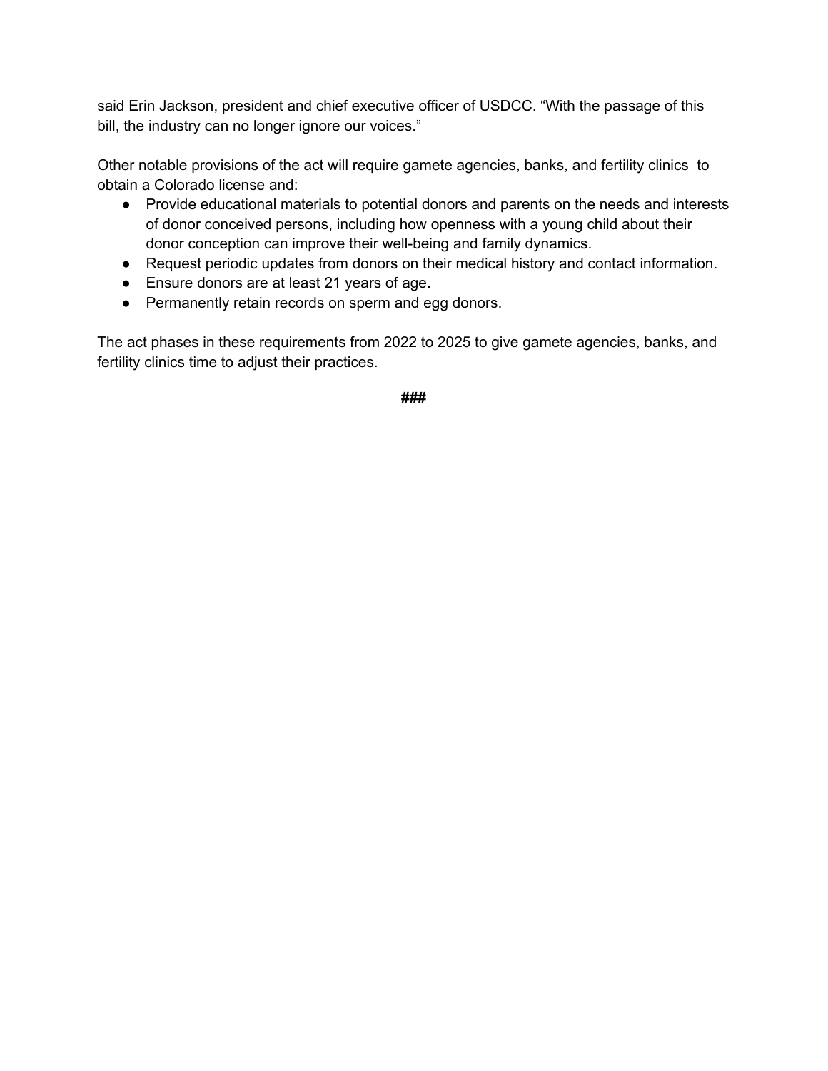said Erin Jackson, president and chief executive officer of USDCC. “With the passage of this bill, the industry can no longer ignore our voices.”

Other notable provisions of the act will require gamete agencies, banks, and fertility clinics to obtain a Colorado license and:

- Provide educational materials to potential donors and parents on the needs and interests of donor conceived persons, including how openness with a young child about their donor conception can improve their well-being and family dynamics.
- Request periodic updates from donors on their medical history and contact information.
- Ensure donors are at least 21 years of age.
- Permanently retain records on sperm and egg donors.

The act phases in these requirements from 2022 to 2025 to give gamete agencies, banks, and fertility clinics time to adjust their practices.

**###**